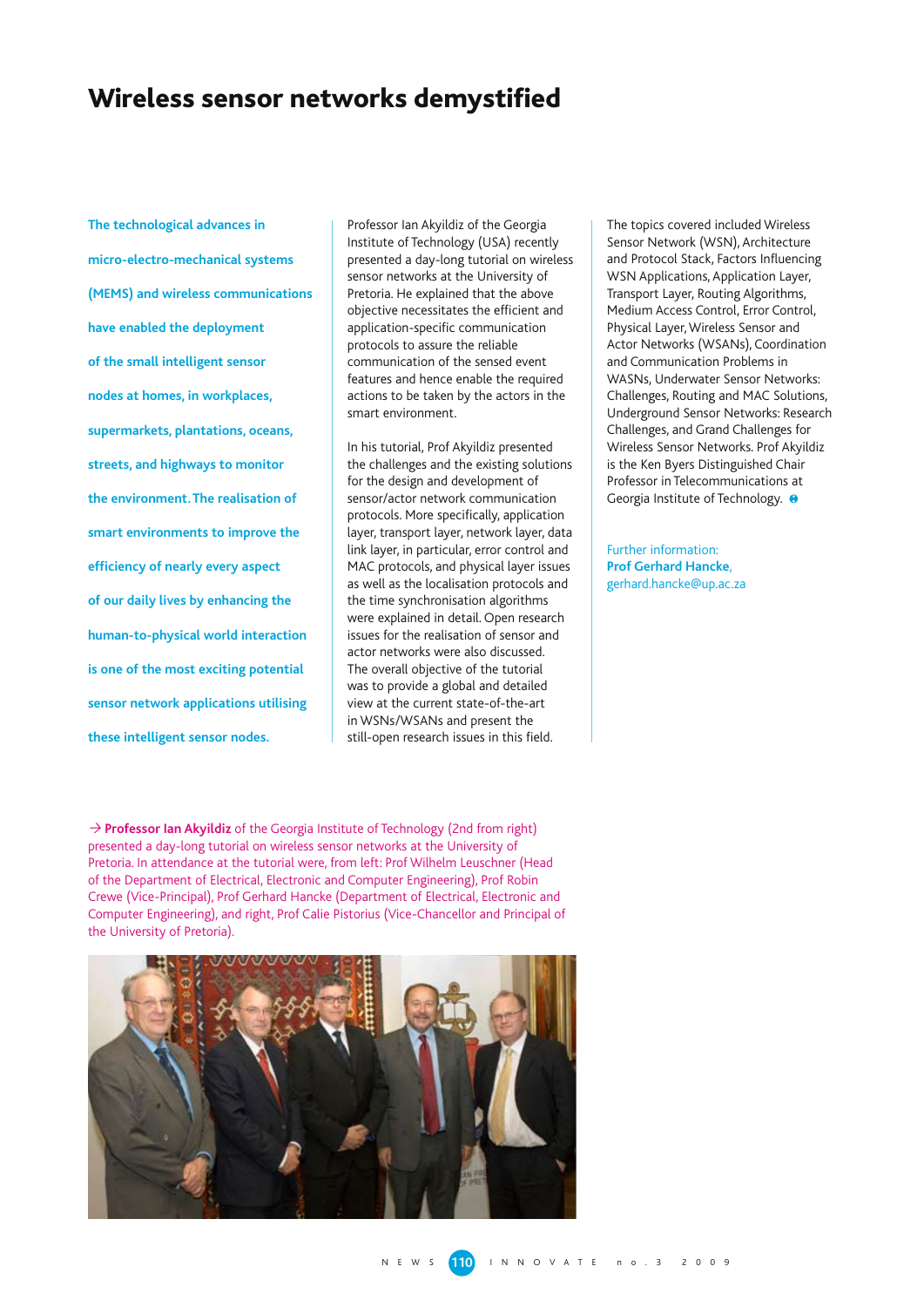# Wireless sensor networks demystified

**The technological advances in micro-electro-mechanical systems (MEMS) and wireless communications have enabled the deployment of the small intelligent sensor nodes at homes, in workplaces, supermarkets, plantations, oceans, streets, and highways to monitor the environment. The realisation of smart environments to improve the efficiency of nearly every aspect of our daily lives by enhancing the human-to-physical world interaction is one of the most exciting potential sensor network applications utilising these intelligent sensor nodes.**

Professor Ian Akyildiz of the Georgia Institute of Technology (USA) recently presented a day-long tutorial on wireless sensor networks at the University of Pretoria. He explained that the above objective necessitates the efficient and application-specific communication protocols to assure the reliable communication of the sensed event features and hence enable the required actions to be taken by the actors in the smart environment.

In his tutorial, Prof Akyildiz presented the challenges and the existing solutions for the design and development of sensor/actor network communication protocols. More specifically, application layer, transport layer, network layer, data link layer, in particular, error control and MAC protocols, and physical layer issues as well as the localisation protocols and the time synchronisation algorithms were explained in detail. Open research issues for the realisation of sensor and actor networks were also discussed. The overall objective of the tutorial was to provide a global and detailed view at the current state-of-the-art in WSNs/WSANs and present the still-open research issues in this field.

The topics covered included Wireless Sensor Network (WSN), Architecture and Protocol Stack, Factors Influencing WSN Applications, Application Layer, Transport Layer, Routing Algorithms, Medium Access Control, Error Control, Physical Layer, Wireless Sensor and Actor Networks (WSANs), Coordination and Communication Problems in WASNs, Underwater Sensor Networks: Challenges, Routing and MAC Solutions, Underground Sensor Networks: Research Challenges, and Grand Challenges for Wireless Sensor Networks. Prof Akyildiz is the Ken Byers Distinguished Chair Professor in Telecommunications at Georgia Institute of Technology.

Further information: **Prof Gerhard Hancke**, gerhard.hancke@up.ac.za

→ **Professor Ian Akyildiz** of the Georgia Institute of Technology (2nd from right) presented a day-long tutorial on wireless sensor networks at the University of Pretoria. In attendance at the tutorial were, from left: Prof Wilhelm Leuschner (Head of the Department of Electrical, Electronic and Computer Engineering), Prof Robin Crewe (Vice-Principal), Prof Gerhard Hancke (Department of Electrical, Electronic and Computer Engineering), and right, Prof Calie Pistorius (Vice-Chancellor and Principal of the University of Pretoria).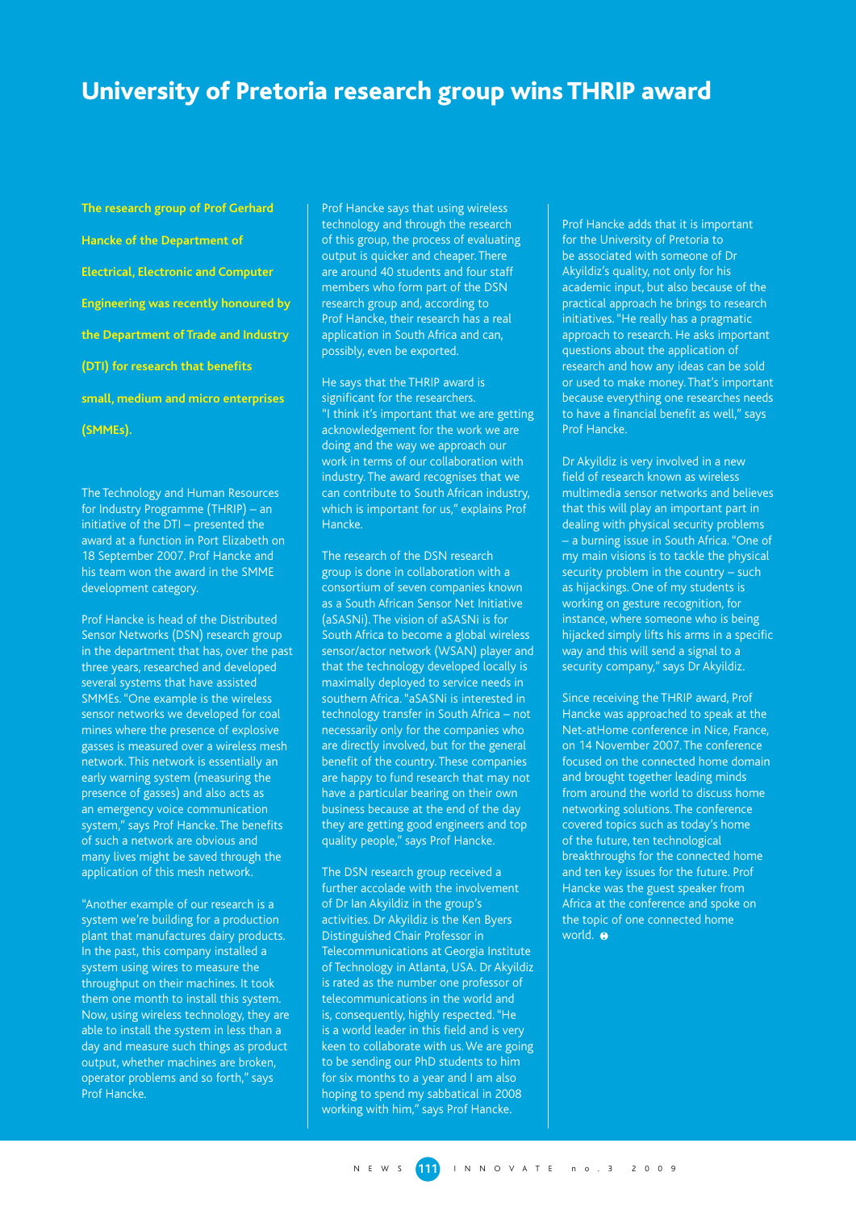# University of Pretoria research group wins THRIP award

**The research group of Prof Gerhard Hancke of the Department of Electrical, Electronic and Computer Engineering was recently honoured by the Department of Trade and Industry (DTI) for research that benefits small, medium and micro enterprises (SMMEs).**

The Technology and Human Resources for Industry Programme (THRIP) – an initiative of the DTI – presented the award at a function in Port Elizabeth on 18 September 2007. Prof Hancke and his team won the award in the SMME development category.

Prof Hancke is head of the Distributed Sensor Networks (DSN) research group in the department that has, over the past three years, researched and developed several systems that have assisted SMMEs. "One example is the wireless sensor networks we developed for coal mines where the presence of explosive gasses is measured over a wireless mesh network. This network is essentially an early warning system (measuring the presence of gasses) and also acts as an emergency voice communication system," says Prof Hancke. The benefits of such a network are obvious and many lives might be saved through the application of this mesh network.

"Another example of our research is a system we're building for a production plant that manufactures dairy products. In the past, this company installed a system using wires to measure the throughput on their machines. It took them one month to install this system. Now, using wireless technology, they are able to install the system in less than a day and measure such things as product output, whether machines are broken, operator problems and so forth," says Prof Hancke.

Prof Hancke says that using wireless technology and through the research of this group, the process of evaluating output is quicker and cheaper. There are around 40 students and four staff members who form part of the DSN research group and, according to Prof Hancke, their research has a real application in South Africa and can, possibly, even be exported.

He says that the THRIP award is significant for the researchers. "I think it's important that we are getting acknowledgement for the work we are doing and the way we approach our work in terms of our collaboration with industry. The award recognises that we can contribute to South African industry, which is important for us," explains Prof Hancke.

The research of the DSN research group is done in collaboration with a consortium of seven companies known as a South African Sensor Net Initiative (aSASNi). The vision of aSASNi is for South Africa to become a global wireless sensor/actor network (WSAN) player and that the technology developed locally is maximally deployed to service needs in southern Africa. "aSASNi is interested in technology transfer in South Africa – not necessarily only for the companies who are directly involved, but for the general benefit of the country. These companies are happy to fund research that may not have a particular bearing on their own business because at the end of the day they are getting good engineers and top quality people," says Prof Hancke.

The DSN research group received a further accolade with the involvement of Dr Ian Akyildiz in the group's activities. Dr Akyildiz is the Ken Byers Distinguished Chair Professor in Telecommunications at Georgia Institute of Technology in Atlanta, USA. Dr Akyildiz is rated as the number one professor of telecommunications in the world and is, consequently, highly respected. "He is a world leader in this field and is very keen to collaborate with us. We are going to be sending our PhD students to him for six months to a year and I am also hoping to spend my sabbatical in 2008 working with him," says Prof Hancke.

Prof Hancke adds that it is important for the University of Pretoria to be associated with someone of Dr Akyildiz's quality, not only for his academic input, but also because of the practical approach he brings to research initiatives. "He really has a pragmatic approach to research. He asks important questions about the application of research and how any ideas can be sold or used to make money. That's important because everything one researches needs to have a financial benefit as well," says Prof Hancke.

Dr Akyildiz is very involved in a new field of research known as wireless multimedia sensor networks and believes that this will play an important part in dealing with physical security problems – a burning issue in South Africa. "One of my main visions is to tackle the physical security problem in the country – such as hijackings. One of my students is working on gesture recognition, for instance, where someone who is being hijacked simply lifts his arms in a specific way and this will send a signal to a security company," says Dr Akyildiz.

Since receiving the THRIP award, Prof Hancke was approached to speak at the Net-atHome conference in Nice, France, on 14 November 2007. The conference focused on the connected home domain and brought together leading minds from around the world to discuss home networking solutions. The conference covered topics such as today's home of the future, ten technological breakthroughs for the connected home and ten key issues for the future. Prof Hancke was the guest speaker from Africa at the conference and spoke on the topic of one connected home world.